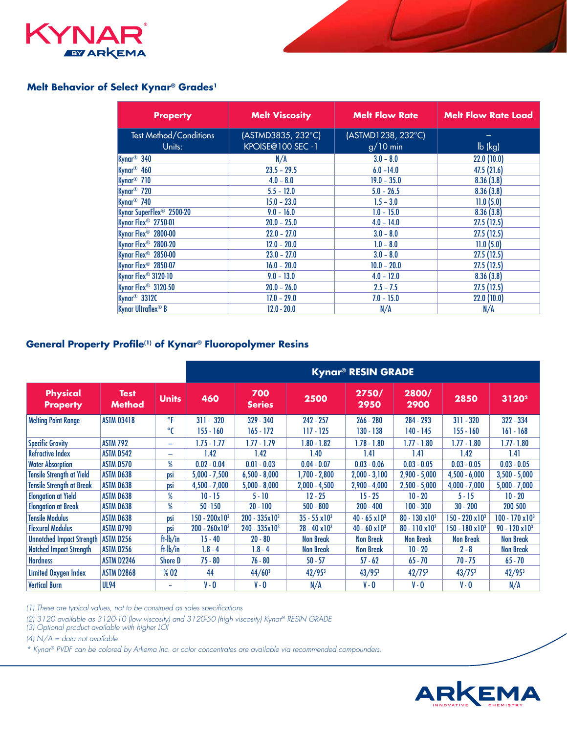## Melt Behavior of Select Kynar® Grades[1]

| Property | Melt Viscosity | Melt Flow Rate | Melt Flow Rate Load |
|---|---|---|---|
| Test Method/Conditions Units: | (ASTMD3835, 232°C) KPOISE@100 SEC -1 | (ASTMD1238, 232°C) g/10 min | – lb (kg) |
| Kynar® 340 | N/A | 3.0 – 8.0 | 22.0 (10.0) |
| Kynar® 460 | 23.5 – 29.5 | 6.0 –14.0 | 47.5 (21.6) |
| Kynar® 710 | 4.0 – 8.0 | 19.0 – 35.0 | 8.36 (3.8) |
| Kynar® 720 | 5.5 – 12.0 | 5.0 – 26.5 | 8.36 (3.8) |
| Kynar® 740 | 15.0 – 23.0 | 1.5 – 3.0 | 11.0 (5.0) |
| Kynar SuperFlex® 2500-20 | 9.0 – 16.0 | 1.0 – 15.0 | 8.36 (3.8) |
| Kynar Flex® 2750-01 | 20.0 – 25.0 | 4.0 – 14.0 | 27.5 (12.5) |
| Kynar Flex® 2800-00 | 22.0 – 27.0 | 3.0 – 8.0 | 27.5 (12.5) |
| Kynar Flex® 2800-20 | 12.0 – 20.0 | 1.0 – 8.0 | 11.0 (5.0) |
| Kynar Flex® 2850-00 | 23.0 – 27.0 | 3.0 – 8.0 | 27.5 (12.5) |
| Kynar Flex® 2850-07 | 16.0 – 20.0 | 10.0 – 20.0 | 27.5 (12.5) |
| Kynar Flex® 3120-10 | 9.0 – 13.0 | 4.0 – 12.0 | 8.36 (3.8) |
| Kynar Flex® 3120-50 | 20.0 – 26.0 | 2.5 – 7.5 | 27.5 (12.5) |
| Kynar® 3312C | 17.0 – 29.0 | 7.0 – 15.0 | 22.0 (10.0) |
| Kynar Ultraflex® B | 12.0 - 20.0 | N/A | N/A |

## General Property Profile(1) of Kynar® Fluoropolymer Resins

| | | | Kynar® RESIN GRADE | | | | | | |
|---|---|---|---|---|---|---|---|---|---|
| Physical Property | Test Method | Units | 460 | 700 Series | 2500 | 2750/ 2950 | 2800/ 2900 | 2850 | 3120[2] |
| Melting Point Range | ASTM 03418 | °F °C | 311 - 320 155 - 160 | 329 - 340 165 - 172 | 242 - 257 117 - 125 | 266 - 280 130 - 138 | 284 - 293 140 - 145 | 311 - 320 155 - 160 | 322 - 334 161 - 168 |
| Specific Gravity | ASTM 792 | – | 1.75 - 1.77 | 1.77 - 1.79 | 1.80 - 1.82 | 1.78 - 1.80 | 1.77 - 1.80 | 1.77 - 1.80 | 1.77- 1.80 |
| Refractive Index | ASTM D542 | – | 1.42 | 1.42 | 1.40 | 1.41 | 1.41 | 1.42 | 1.41 |
| Water Absorption | ASTM D570 | % | 0.02 - 0.04 | 0.01 - 0.03 | 0.04 - 0.07 | 0.03 - 0.06 | 0.03 - 0.05 | 0.03 - 0.05 | 0.03 - 0.05 |
| Tensile Strength at Yield | ASTM D638 | psi | 5,000 - 7,500 | 6,500 - 8,000 | 1,700 - 2,800 | 2,000 - 3,100 | 2,900 - 5,000 | 4,500 - 6,000 | 3,500 - 5,000 |
| Tensile Strength at Break | ASTM D638 | psi | 4,500 - 7,000 | 5,000 - 8,000 | 2,000 - 4,500 | 2,900 - 4,000 | 2,500 - 5,000 | 4,000 - 7,000 | 5,000 - 7,000 |
| Elongation at Yield | ASTM D638 | % | 10 - 15 | 5 - 10 | 12 - 25 | 15 - 25 | 10 - 20 | 5 - 15 | 10 - 20 |
| Elongation at Break | ASTM D638 | % | 50 -150 | 20 - 100 | 500 - 800 | 200 - 400 | 100 - 300 | 30 - 200 | 200-500 |
| Tensile Modulus | ASTM D638 | psi | 150 - 200x10$^3$ | 200 - 335x10$^3$ | 35 - 55 x10$^3$ | 40 - 65 x10$^3$ | 80 - 130 x10$^3$ | 150 - 220 x10$^3$ | 100 - 170 x10$^3$ |
| Flexural Modulus | ASTM D790 | psi | 200 - 260x10$^3$ | 240 - 335x10$^3$ | 28 - 40 x10$^3$ | 40 - 60 x10$^3$ | 80 - 110 x10$^3$ | 150 - 180 x10$^3$ | 90 - 120 x10$^3$ |
| Unnotched Impact Strength | ASTM D256 | ft-lb/in | 15 - 40 | 20 - 80 | Non Break | Non Break | Non Break | Non Break | Non Break |
| Notched Impact Strength | ASTM D256 | ft-lb/in | 1.8 - 4 | 1.8 - 4 | Non Break | Non Break | 10 - 20 | 2 - 8 | Non Break |
| Hardness | ASTM D2246 | Shore D | 75 - 80 | 76 - 80 | 50 - 57 | 57 - 62 | 65 - 70 | 70 - 75 | 65 - 70 |
| Limited Oxygen Index | ASTM D2868 | % 02 | 44 | 44/60[3] | 42/95[3] | 43/95[3] | 42/75[3] | 43/75[3] | 42/95[3] |
| Vertical Burn | UL94 | - | V - 0 | V - 0 | N/A | V - 0 | V - 0 | V - 0 | N/A |

*(1) These are typical values, not to be construed as sales specifications*

*(2) 3120 available as 3120-10 (low viscosity) and 3120-50 (high viscosity) Kynar® RESIN GRADE*

*(3) Optional product available with higher LOI*

*(4) N/A = data not available*

*\* Kynar® PVDF can be colored by Arkema Inc. or color concentrates are available via recommended compounders.*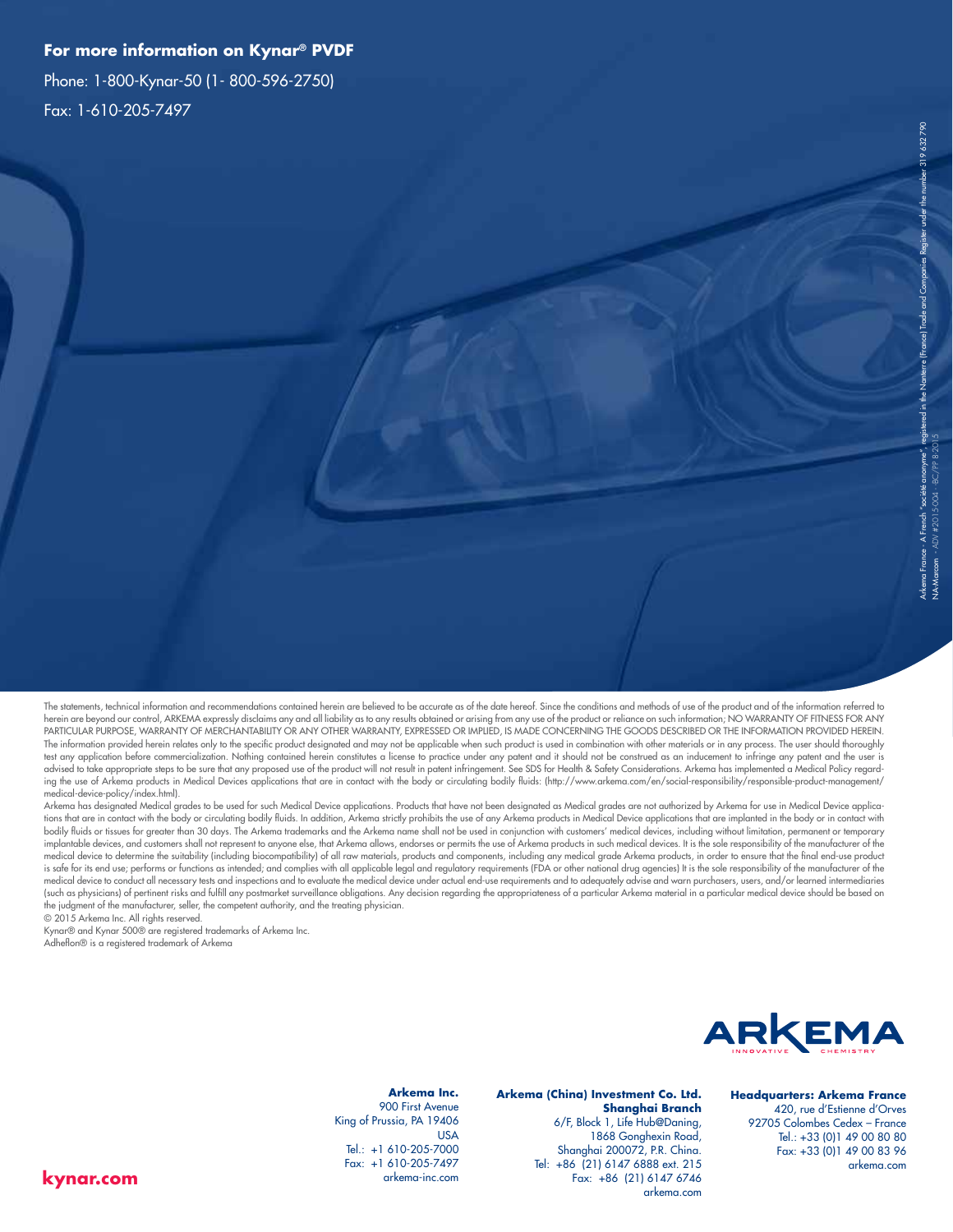**For more information on Kynar® PVDF**

Phone: 1-800-Kynar-50 (1- 800-596-2750)

Fax: 1-610-205-7497

Arkema France - A French "société anonyme" registered in the Nanterre (France) Trade and Companies Register under the number 319 632 790
NA-Marcom - ADV #2015-004 - BC/PP 8.2015

The statements, technical information and recommendations contained herein are believed to be accurate as of the date hereof. Since the conditions and methods of use of the product and of the information referred to herein are beyond our control, ARKEMA expressly disclaims any and all liability as to any results obtained or arising from any use of the product or reliance on such information; NO WARRANTY OF FITNESS FOR ANY PARTICULAR PURPOSE, WARRANTY OF MERCHANTABILITY OR ANY OTHER WARRANTY, EXPRESSED OR IMPLIED, IS MADE CONCERNING THE GOODS DESCRIBED OR THE INFORMATION PROVIDED HEREIN. The information provided herein relates only to the specific product designated and may not be applicable when such product is used in combination with other materials or in any process. The user should thoroughly test any application before commercialization. Nothing contained herein constitutes a license to practice under any patent and it should not be construed as an inducement to infringe any patent and the user is advised to take appropriate steps to be sure that any proposed use of the product will not result in patent infringement. See SDS for Health & Safety Considerations. Arkema has implemented a Medical Policy regarding the use of Arkema products in Medical Devices applications that are in contact with the body or circulating bodily fluids: (http://www.arkema.com/en/social-responsibility/responsible-product-management/medical-device-policy/index.html).

Arkema has designated Medical grades to be used for such Medical Device applications. Products that have not been designated as Medical grades are not authorized by Arkema for use in Medical Device applications that are in contact with the body or circulating bodily fluids. In addition, Arkema strictly prohibits the use of any Arkema products in Medical Device applications that are implanted in the body or in contact with bodily fluids or tissues for greater than 30 days. The Arkema trademarks and the Arkema name shall not be used in conjunction with customers' medical devices, including without limitation, permanent or temporary implantable devices, and customers shall not represent to anyone else, that Arkema allows, endorses or permits the use of Arkema products in such medical devices. It is the sole responsibility of the manufacturer of the medical device to determine the suitability (including biocompatibility) of all raw materials, products and components, including any medical grade Arkema products, in order to ensure that the final end-use product is safe for its end use; performs or functions as intended; and complies with all applicable legal and regulatory requirements (FDA or other national drug agencies) It is the sole responsibility of the manufacturer of the medical device to conduct all necessary tests and inspections and to evaluate the medical device under actual end-use requirements and to adequately advise and warn purchasers, users, and/or learned intermediaries (such as physicians) of pertinent risks and fulfill any postmarket surveillance obligations. Any decision regarding the appropriateness of a particular Arkema material in a particular medical device should be based on the judgment of the manufacturer, seller, the competent authority, and the treating physician.

© 2015 Arkema Inc. All rights reserved.

Kynar® and Kynar 500® are registered trademarks of Arkema Inc.

Adheflon® is a registered trademark of Arkema

ARKEMA
INNOVATIVE CHEMISTRY

**kynar.com**

**Arkema Inc.**
900 First Avenue
King of Prussia, PA 19406
USA
Tel.: +1 610-205-7000
Fax: +1 610-205-7497
arkema-inc.com

**Arkema (China) Investment Co. Ltd.**
**Shanghai Branch**
6/F, Block 1, Life Hub@Daning,
1868 Gonghexin Road,
Shanghai 200072, P.R. China.
Tel: +86 (21) 6147 6888 ext. 215
Fax: +86 (21) 6147 6746
arkema.com

**Headquarters: Arkema France**
420, rue d'Estienne d'Orves
92705 Colombes Cedex – France
Tel.: +33 (0)1 49 00 80 80
Fax: +33 (0)1 49 00 83 96
arkema.com